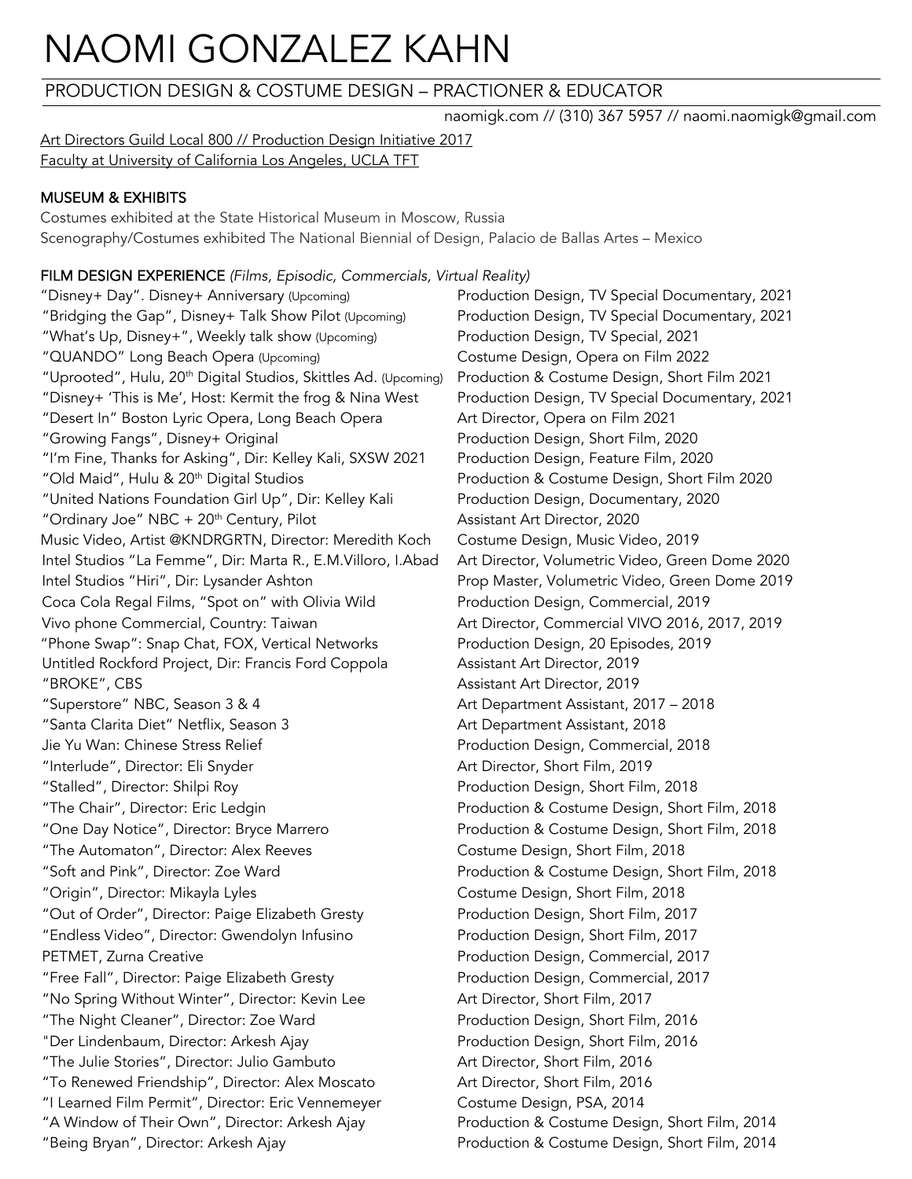# NAOMI GONZALEZ KAHN

## PRODUCTION DESIGN & COSTUME DESIGN – PRACTIONER & EDUCATOR

naomigk.com // (310) 367 5957 // naomi.naomigk@gmail.com

Art Directors Guild Local 800 // Production Design Initiative 2017
Faculty at University of California Los Angeles, UCLA TFT

### MUSEUM & EXHIBITS

Costumes exhibited at the State Historical Museum in Moscow, Russia
Scenography/Costumes exhibited The National Biennial of Design, Palacio de Ballas Artes – Mexico

### FILM DESIGN EXPERIENCE *(Films, Episodic, Commercials, Virtual Reality)*

| | |
|---|---|
| "Disney+ Day". Disney+ Anniversary (Upcoming) | Production Design, TV Special Documentary, 2021 |
| "Bridging the Gap", Disney+ Talk Show Pilot (Upcoming) | Production Design, TV Special Documentary, 2021 |
| "What's Up, Disney+", Weekly talk show (Upcoming) | Production Design, TV Special, 2021 |
| "QUANDO" Long Beach Opera (Upcoming) | Costume Design, Opera on Film 2022 |
| "Uprooted", Hulu, 20th Digital Studios, Skittles Ad. (Upcoming) | Production & Costume Design, Short Film 2021 |
| "Disney+ 'This is Me', Host: Kermit the frog & Nina West | Production Design, TV Special Documentary, 2021 |
| "Desert In" Boston Lyric Opera, Long Beach Opera | Art Director, Opera on Film 2021 |
| "Growing Fangs", Disney+ Original | Production Design, Short Film, 2020 |
| "I'm Fine, Thanks for Asking", Dir: Kelley Kali, SXSW 2021 | Production Design, Feature Film, 2020 |
| "Old Maid", Hulu & 20th Digital Studios | Production & Costume Design, Short Film 2020 |
| "United Nations Foundation Girl Up", Dir: Kelley Kali | Production Design, Documentary, 2020 |
| "Ordinary Joe" NBC + 20th Century, Pilot | Assistant Art Director, 2020 |
| Music Video, Artist @KNDRGRTN, Director: Meredith Koch | Costume Design, Music Video, 2019 |
| Intel Studios "La Femme", Dir: Marta R., E.M.Villoro, I.Abad | Art Director, Volumetric Video, Green Dome 2020 |
| Intel Studios "Hiri", Dir: Lysander Ashton | Prop Master, Volumetric Video, Green Dome 2019 |
| Coca Cola Regal Films, "Spot on" with Olivia Wild | Production Design, Commercial, 2019 |
| Vivo phone Commercial, Country: Taiwan | Art Director, Commercial VIVO 2016, 2017, 2019 |
| "Phone Swap": Snap Chat, FOX, Vertical Networks | Production Design, 20 Episodes, 2019 |
| Untitled Rockford Project, Dir: Francis Ford Coppola | Assistant Art Director, 2019 |
| "BROKE", CBS | Assistant Art Director, 2019 |
| "Superstore" NBC, Season 3 & 4 | Art Department Assistant, 2017 – 2018 |
| "Santa Clarita Diet" Netflix, Season 3 | Art Department Assistant, 2018 |
| Jie Yu Wan: Chinese Stress Relief | Production Design, Commercial, 2018 |
| "Interlude", Director: Eli Snyder | Art Director, Short Film, 2019 |
| "Stalled", Director: Shilpi Roy | Production Design, Short Film, 2018 |
| "The Chair", Director: Eric Ledgin | Production & Costume Design, Short Film, 2018 |
| "One Day Notice", Director: Bryce Marrero | Production & Costume Design, Short Film, 2018 |
| "The Automaton", Director: Alex Reeves | Costume Design, Short Film, 2018 |
| "Soft and Pink", Director: Zoe Ward | Production & Costume Design, Short Film, 2018 |
| "Origin", Director: Mikayla Lyles | Costume Design, Short Film, 2018 |
| "Out of Order", Director: Paige Elizabeth Gresty | Production Design, Short Film, 2017 |
| "Endless Video", Director: Gwendolyn Infusino | Production Design, Short Film, 2017 |
| PETMET, Zurna Creative | Production Design, Commercial, 2017 |
| "Free Fall", Director: Paige Elizabeth Gresty | Production Design, Commercial, 2017 |
| "No Spring Without Winter", Director: Kevin Lee | Art Director, Short Film, 2017 |
| "The Night Cleaner", Director: Zoe Ward | Production Design, Short Film, 2016 |
| "Der Lindenbaum, Director: Arkesh Ajay | Production Design, Short Film, 2016 |
| "The Julie Stories", Director: Julio Gambuto | Art Director, Short Film, 2016 |
| "To Renewed Friendship", Director: Alex Moscato | Art Director, Short Film, 2016 |
| "I Learned Film Permit", Director: Eric Vennemeyer | Costume Design, PSA, 2014 |
| "A Window of Their Own", Director: Arkesh Ajay | Production & Costume Design, Short Film, 2014 |
| "Being Bryan", Director: Arkesh Ajay | Production & Costume Design, Short Film, 2014 |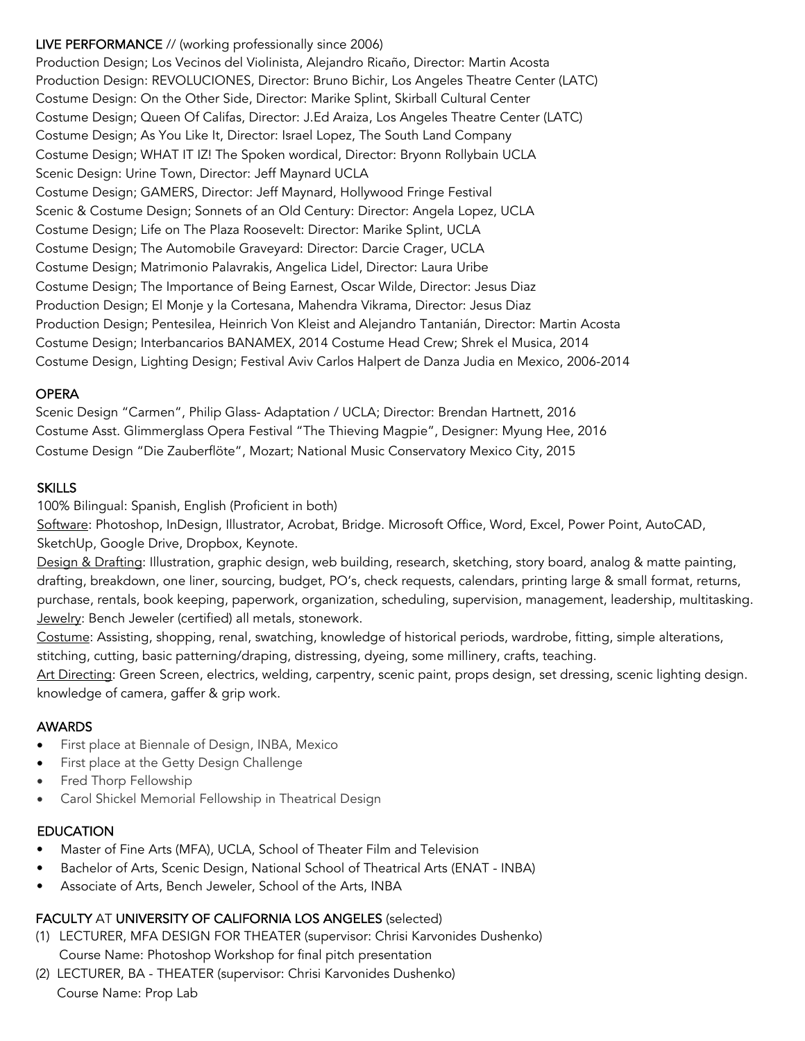## LIVE PERFORMANCE // (working professionally since 2006)

Production Design; Los Vecinos del Violinista, Alejandro Ricaño, Director: Martin Acosta
Production Design: REVOLUCIONES, Director: Bruno Bichir, Los Angeles Theatre Center (LATC)
Costume Design: On the Other Side, Director: Marike Splint, Skirball Cultural Center
Costume Design; Queen Of Califas, Director: J.Ed Araiza, Los Angeles Theatre Center (LATC)
Costume Design; As You Like It, Director: Israel Lopez, The South Land Company
Costume Design; WHAT IT IZ! The Spoken wordical, Director: Bryonn Rollybain UCLA
Scenic Design: Urine Town, Director: Jeff Maynard UCLA
Costume Design; GAMERS, Director: Jeff Maynard, Hollywood Fringe Festival
Scenic & Costume Design; Sonnets of an Old Century: Director: Angela Lopez, UCLA
Costume Design; Life on The Plaza Roosevelt: Director: Marike Splint, UCLA
Costume Design; The Automobile Graveyard: Director: Darcie Crager, UCLA
Costume Design; Matrimonio Palavrakis, Angelica Lidel, Director: Laura Uribe
Costume Design; The Importance of Being Earnest, Oscar Wilde, Director: Jesus Diaz
Production Design; El Monje y la Cortesana, Mahendra Vikrama, Director: Jesus Diaz
Production Design; Pentesilea, Heinrich Von Kleist and Alejandro Tantanián, Director: Martin Acosta
Costume Design; Interbancarios BANAMEX, 2014 Costume Head Crew; Shrek el Musica, 2014
Costume Design, Lighting Design; Festival Aviv Carlos Halpert de Danza Judia en Mexico, 2006-2014

## OPERA

Scenic Design "Carmen", Philip Glass- Adaptation / UCLA; Director: Brendan Hartnett, 2016
Costume Asst. Glimmerglass Opera Festival "The Thieving Magpie", Designer: Myung Hee, 2016
Costume Design "Die Zauberflöte", Mozart; National Music Conservatory Mexico City, 2015

## SKILLS

100% Bilingual: Spanish, English (Proficient in both)

Software: Photoshop, InDesign, Illustrator, Acrobat, Bridge. Microsoft Office, Word, Excel, Power Point, AutoCAD, SketchUp, Google Drive, Dropbox, Keynote.

Design & Drafting: Illustration, graphic design, web building, research, sketching, story board, analog & matte painting, drafting, breakdown, one liner, sourcing, budget, PO's, check requests, calendars, printing large & small format, returns, purchase, rentals, book keeping, paperwork, organization, scheduling, supervision, management, leadership, multitasking.

Jewelry: Bench Jeweler (certified) all metals, stonework.

Costume: Assisting, shopping, renal, swatching, knowledge of historical periods, wardrobe, fitting, simple alterations, stitching, cutting, basic patterning/draping, distressing, dyeing, some millinery, crafts, teaching.

Art Directing: Green Screen, electrics, welding, carpentry, scenic paint, props design, set dressing, scenic lighting design. knowledge of camera, gaffer & grip work.

## AWARDS

- First place at Biennale of Design, INBA, Mexico
- First place at the Getty Design Challenge
- Fred Thorp Fellowship
- Carol Shickel Memorial Fellowship in Theatrical Design

## EDUCATION

- Master of Fine Arts (MFA), UCLA, School of Theater Film and Television
- Bachelor of Arts, Scenic Design, National School of Theatrical Arts (ENAT - INBA)
- Associate of Arts, Bench Jeweler, School of the Arts, INBA

## FACULTY AT UNIVERSITY OF CALIFORNIA LOS ANGELES (selected)

(1) LECTURER, MFA DESIGN FOR THEATER (supervisor: Chrisi Karvonides Dushenko)
Course Name: Photoshop Workshop for final pitch presentation

(2) LECTURER, BA - THEATER (supervisor: Chrisi Karvonides Dushenko)
Course Name: Prop Lab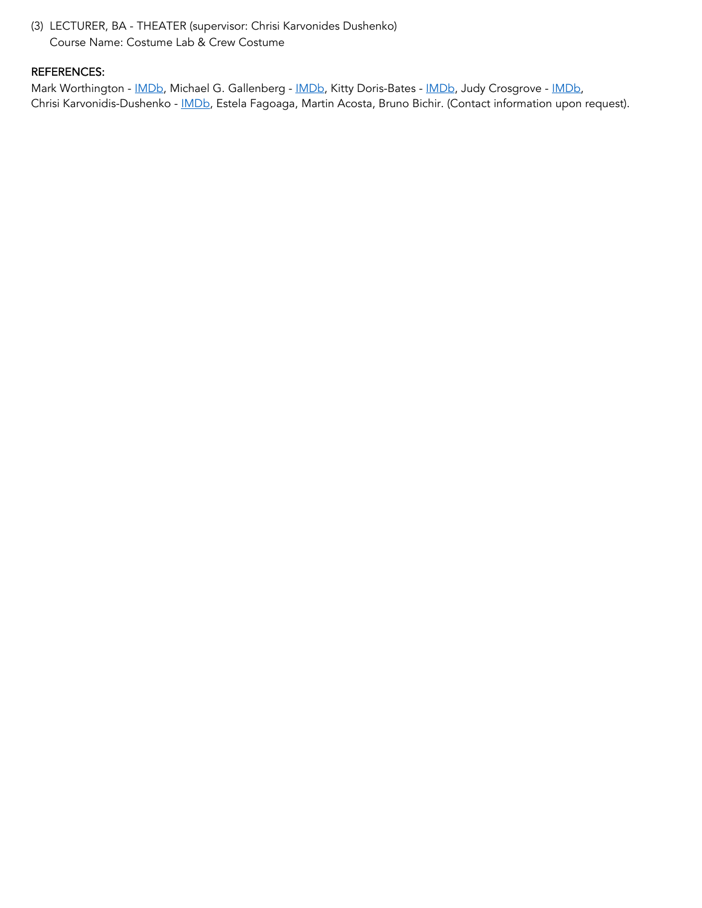(3) LECTURER, BA - THEATER (supervisor: Chrisi Karvonides Dushenko)
Course Name: Costume Lab & Crew Costume

## REFERENCES:

Mark Worthington - IMDb, Michael G. Gallenberg - IMDb, Kitty Doris-Bates - IMDb, Judy Crosgrove - IMDb, Chrisi Karvonidis-Dushenko - IMDb, Estela Fagoaga, Martin Acosta, Bruno Bichir. (Contact information upon request).